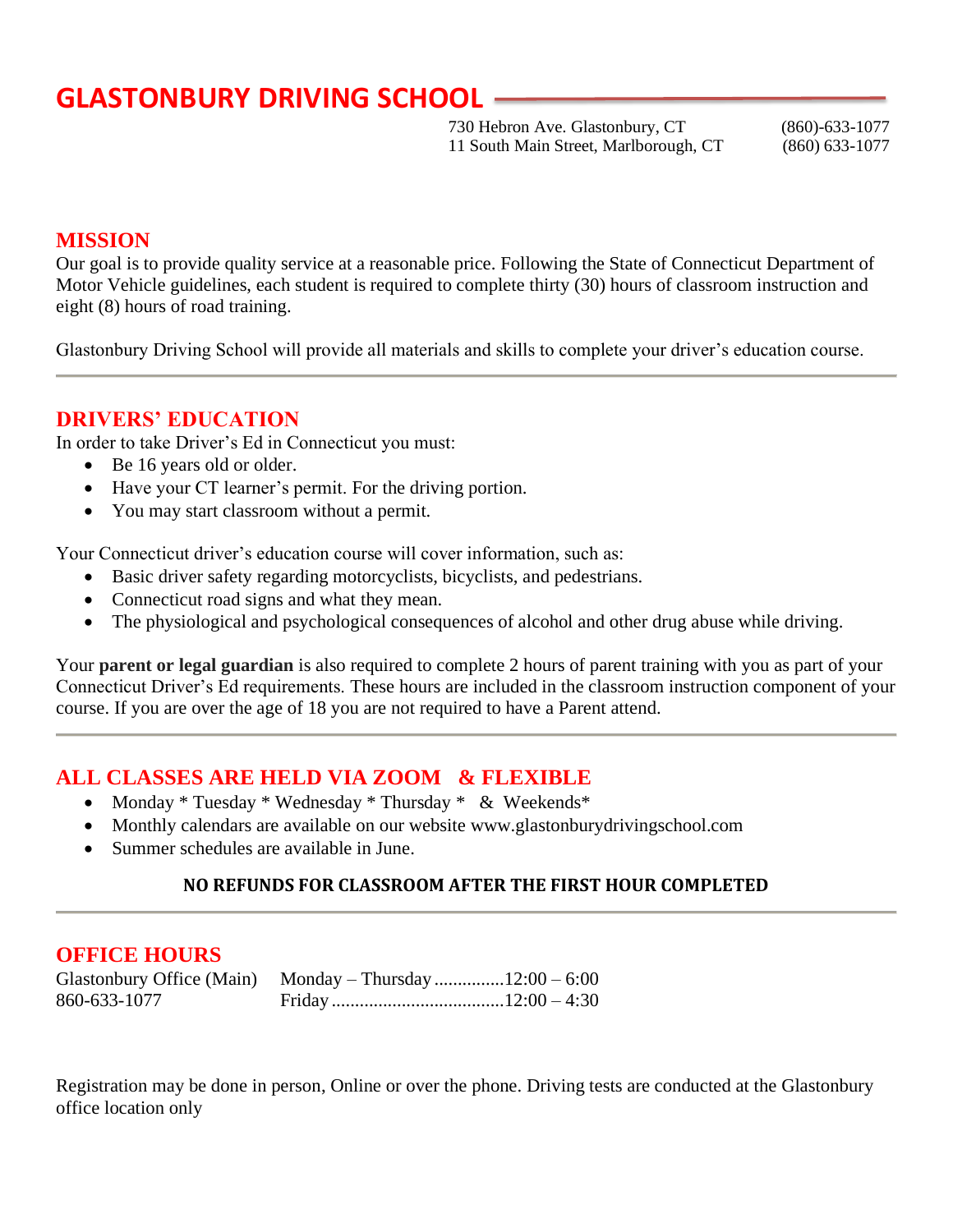# GLASTONBURY DRIVING SCHOOL

730 Hebron Ave. Glastonbury, CT (860)-633-1077
11 South Main Street, Marlborough, CT (860) 633-1077

## MISSION

Our goal is to provide quality service at a reasonable price. Following the State of Connecticut Department of Motor Vehicle guidelines, each student is required to complete thirty (30) hours of classroom instruction and eight (8) hours of road training.

Glastonbury Driving School will provide all materials and skills to complete your driver's education course.

---

## DRIVERS' EDUCATION

In order to take Driver's Ed in Connecticut you must:

- Be 16 years old or older.
- Have your CT learner's permit. For the driving portion.
- You may start classroom without a permit.

Your Connecticut driver's education course will cover information, such as:

- Basic driver safety regarding motorcyclists, bicyclists, and pedestrians.
- Connecticut road signs and what they mean.
- The physiological and psychological consequences of alcohol and other drug abuse while driving.

Your **parent or legal guardian** is also required to complete 2 hours of parent training with you as part of your Connecticut Driver's Ed requirements. These hours are included in the classroom instruction component of your course. If you are over the age of 18 you are not required to have a Parent attend.

---

## ALL CLASSES ARE HELD VIA ZOOM & FLEXIBLE

- Monday * Tuesday * Wednesday * Thursday * & Weekends*
- Monthly calendars are available on our website www.glastonburydrivingschool.com
- Summer schedules are available in June.

**NO REFUNDS FOR CLASSROOM AFTER THE FIRST HOUR COMPLETED**

---

## OFFICE HOURS

| Glastonbury Office (Main) | Monday – Thursday | 12:00 – 6:00 |
|---|---|---|
| 860-633-1077 | Friday | 12:00 – 4:30 |

Registration may be done in person, Online or over the phone. Driving tests are conducted at the Glastonbury office location only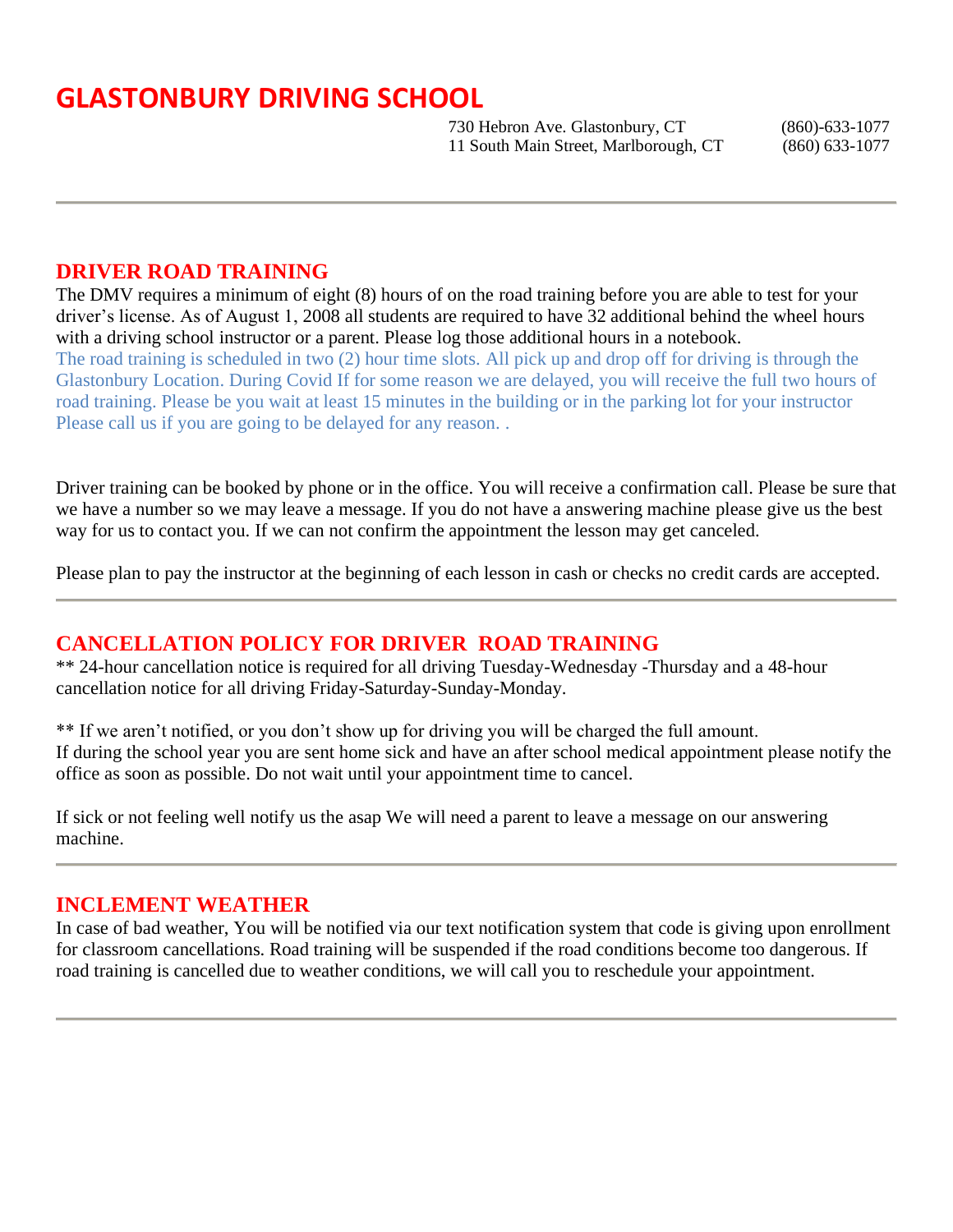# GLASTONBURY DRIVING SCHOOL

730 Hebron Ave. Glastonbury, CT (860)-633-1077
11 South Main Street, Marlborough, CT (860) 633-1077

---

## DRIVER ROAD TRAINING

The DMV requires a minimum of eight (8) hours of on the road training before you are able to test for your driver's license. As of August 1, 2008 all students are required to have 32 additional behind the wheel hours with a driving school instructor or a parent. Please log those additional hours in a notebook.
The road training is scheduled in two (2) hour time slots. All pick up and drop off for driving is through the Glastonbury Location. During Covid If for some reason we are delayed, you will receive the full two hours of road training. Please be you wait at least 15 minutes in the building or in the parking lot for your instructor Please call us if you are going to be delayed for any reason. .

Driver training can be booked by phone or in the office. You will receive a confirmation call. Please be sure that we have a number so we may leave a message. If you do not have a answering machine please give us the best way for us to contact you. If we can not confirm the appointment the lesson may get canceled.

Please plan to pay the instructor at the beginning of each lesson in cash or checks no credit cards are accepted.

---

## CANCELLATION POLICY FOR DRIVER ROAD TRAINING

** 24-hour cancellation notice is required for all driving Tuesday-Wednesday -Thursday and a 48-hour cancellation notice for all driving Friday-Saturday-Sunday-Monday.

** If we aren't notified, or you don't show up for driving you will be charged the full amount.
If during the school year you are sent home sick and have an after school medical appointment please notify the office as soon as possible. Do not wait until your appointment time to cancel.

If sick or not feeling well notify us the asap We will need a parent to leave a message on our answering machine.

---

## INCLEMENT WEATHER

In case of bad weather, You will be notified via our text notification system that code is giving upon enrollment for classroom cancellations. Road training will be suspended if the road conditions become too dangerous. If road training is cancelled due to weather conditions, we will call you to reschedule your appointment.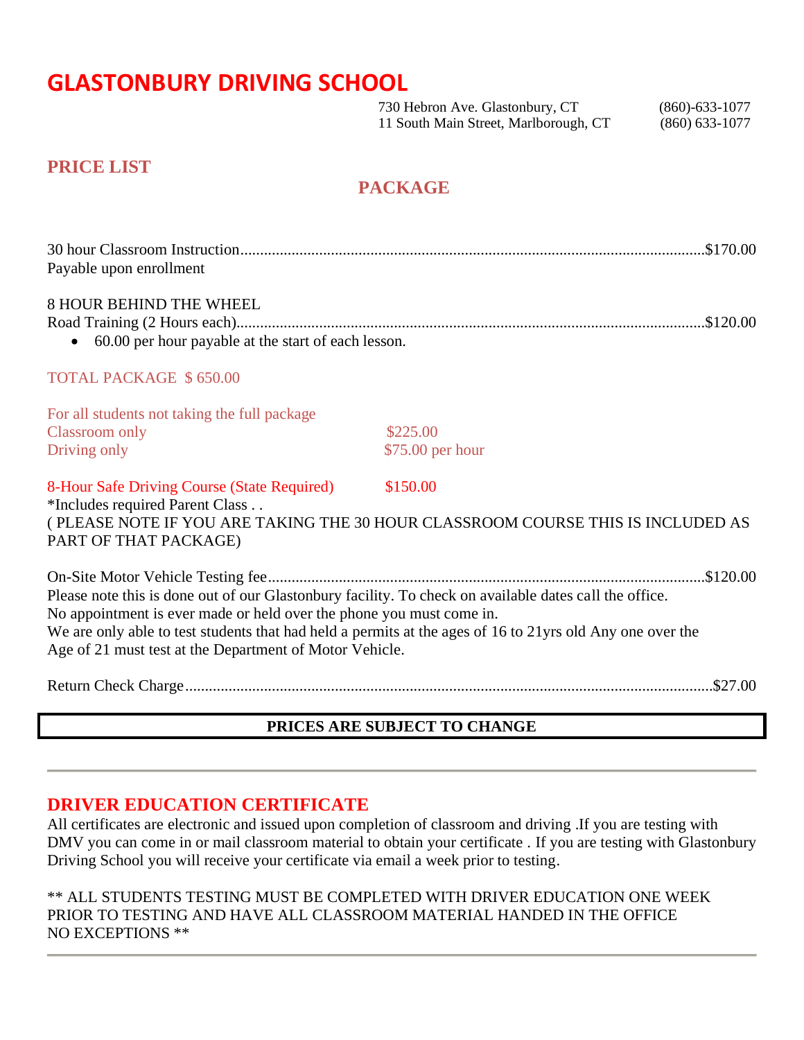# GLASTONBURY DRIVING SCHOOL

730 Hebron Ave. Glastonbury, CT (860)-633-1077
11 South Main Street, Marlborough, CT (860) 633-1077

## PRICE LIST

## PACKAGE

30 hour Classroom Instruction.......................................................................................................$170.00
Payable upon enrollment

8 HOUR BEHIND THE WHEEL
Road Training (2 Hours each).......................................................................................................$120.00

- 60.00 per hour payable at the start of each lesson.

TOTAL PACKAGE $ 650.00

For all students not taking the full package
Classroom only $225.00
Driving only $75.00 per hour

8-Hour Safe Driving Course (State Required) $150.00
*Includes required Parent Class . .
( PLEASE NOTE IF YOU ARE TAKING THE 30 HOUR CLASSROOM COURSE THIS IS INCLUDED AS PART OF THAT PACKAGE)

On-Site Motor Vehicle Testing fee...............................................................................................$120.00
Please note this is done out of our Glastonbury facility. To check on available dates call the office.
No appointment is ever made or held over the phone you must come in.
We are only able to test students that had held a permits at the ages of 16 to 21yrs old Any one over the Age of 21 must test at the Department of Motor Vehicle.

Return Check Charge.......................................................................................................................$27.00

**PRICES ARE SUBJECT TO CHANGE**

---

## DRIVER EDUCATION CERTIFICATE

All certificates are electronic and issued upon completion of classroom and driving .If you are testing with DMV you can come in or mail classroom material to obtain your certificate . If you are testing with Glastonbury Driving School you will receive your certificate via email a week prior to testing.

** ALL STUDENTS TESTING MUST BE COMPLETED WITH DRIVER EDUCATION ONE WEEK PRIOR TO TESTING AND HAVE ALL CLASSROOM MATERIAL HANDED IN THE OFFICE NO EXCEPTIONS **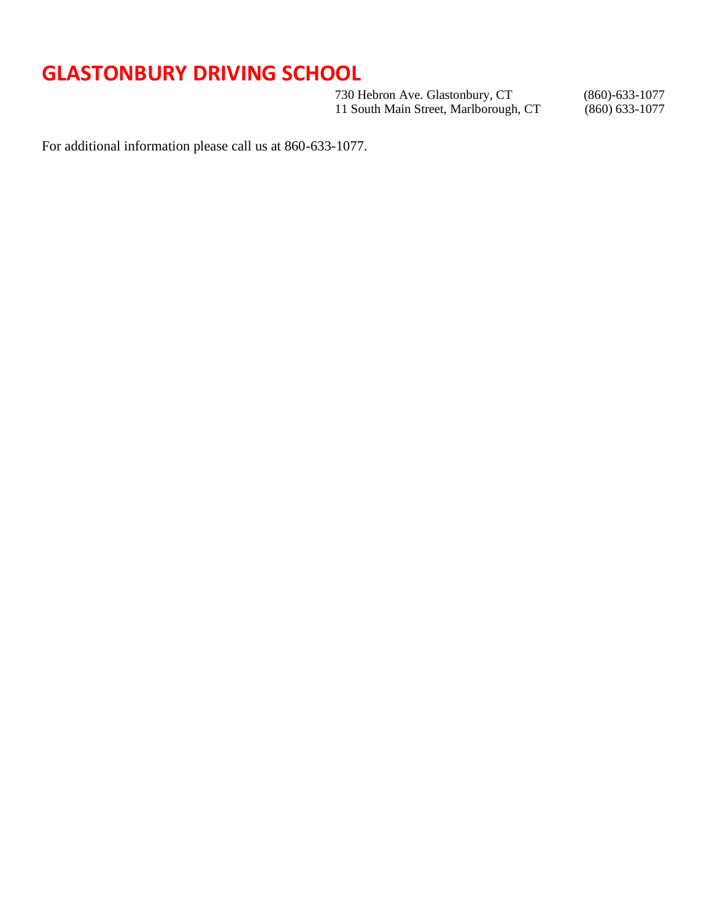# GLASTONBURY DRIVING SCHOOL

730 Hebron Ave. Glastonbury, CT (860)-633-1077
11 South Main Street, Marlborough, CT (860) 633-1077

For additional information please call us at 860-633-1077.